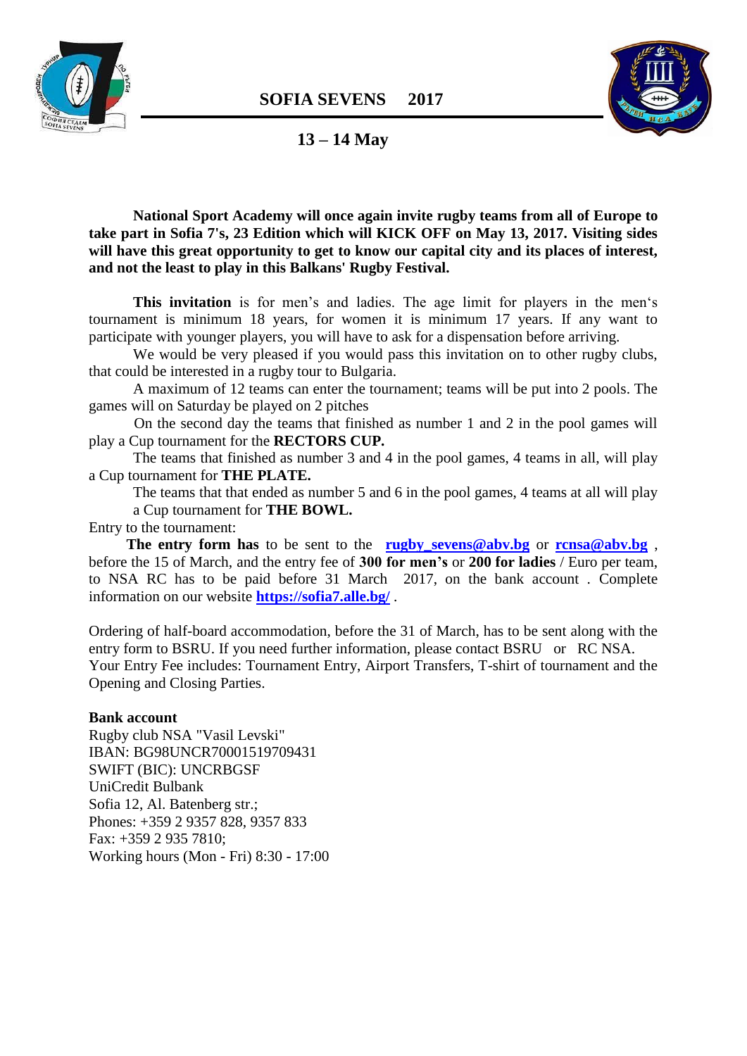# SOFIA SEVENS 2017

## 13 – 14 May

**National Sport Academy will once again invite rugby teams from all of Europe to take part in Sofia 7's, 23 Edition which will KICK OFF on May 13, 2017. Visiting sides will have this great opportunity to get to know our capital city and its places of interest, and not the least to play in this Balkans' Rugby Festival.**

**This invitation** is for men's and ladies. The age limit for players in the men's tournament is minimum 18 years, for women it is minimum 17 years. If any want to participate with younger players, you will have to ask for a dispensation before arriving.

We would be very pleased if you would pass this invitation on to other rugby clubs, that could be interested in a rugby tour to Bulgaria.

A maximum of 12 teams can enter the tournament; teams will be put into 2 pools. The games will on Saturday be played on 2 pitches

On the second day the teams that finished as number 1 and 2 in the pool games will play a Cup tournament for the **RECTORS CUP.**

The teams that finished as number 3 and 4 in the pool games, 4 teams in all, will play a Cup tournament for **THE PLATE.**

The teams that that ended as number 5 and 6 in the pool games, 4 teams at all will play a Cup tournament for **THE BOWL.**

Entry to the tournament:

**The entry form has** to be sent to the **rugby_sevens@abv.bg** or **rcnsa@abv.bg** , before the 15 of March, and the entry fee of **300 for men's** or **200 for ladies** / Euro per team, to NSA RC has to be paid before 31 March 2017, on the bank account . Complete information on our website **https://sofia7.alle.bg/** .

Ordering of half-board accommodation, before the 31 of March, has to be sent along with the entry form to BSRU. If you need further information, please contact BSRU or RC NSA.
Your Entry Fee includes: Tournament Entry, Airport Transfers, T-shirt of tournament and the Opening and Closing Parties.

**Bank account**
Rugby club NSA "Vasil Levski"
IBAN: BG98UNCR70001519709431
SWIFT (BIC): UNCRBGSF
UniCredit Bulbank
Sofia 12, Al. Batenberg str.;
Phones: +359 2 9357 828, 9357 833
Fax: +359 2 935 7810;
Working hours (Mon - Fri) 8:30 - 17:00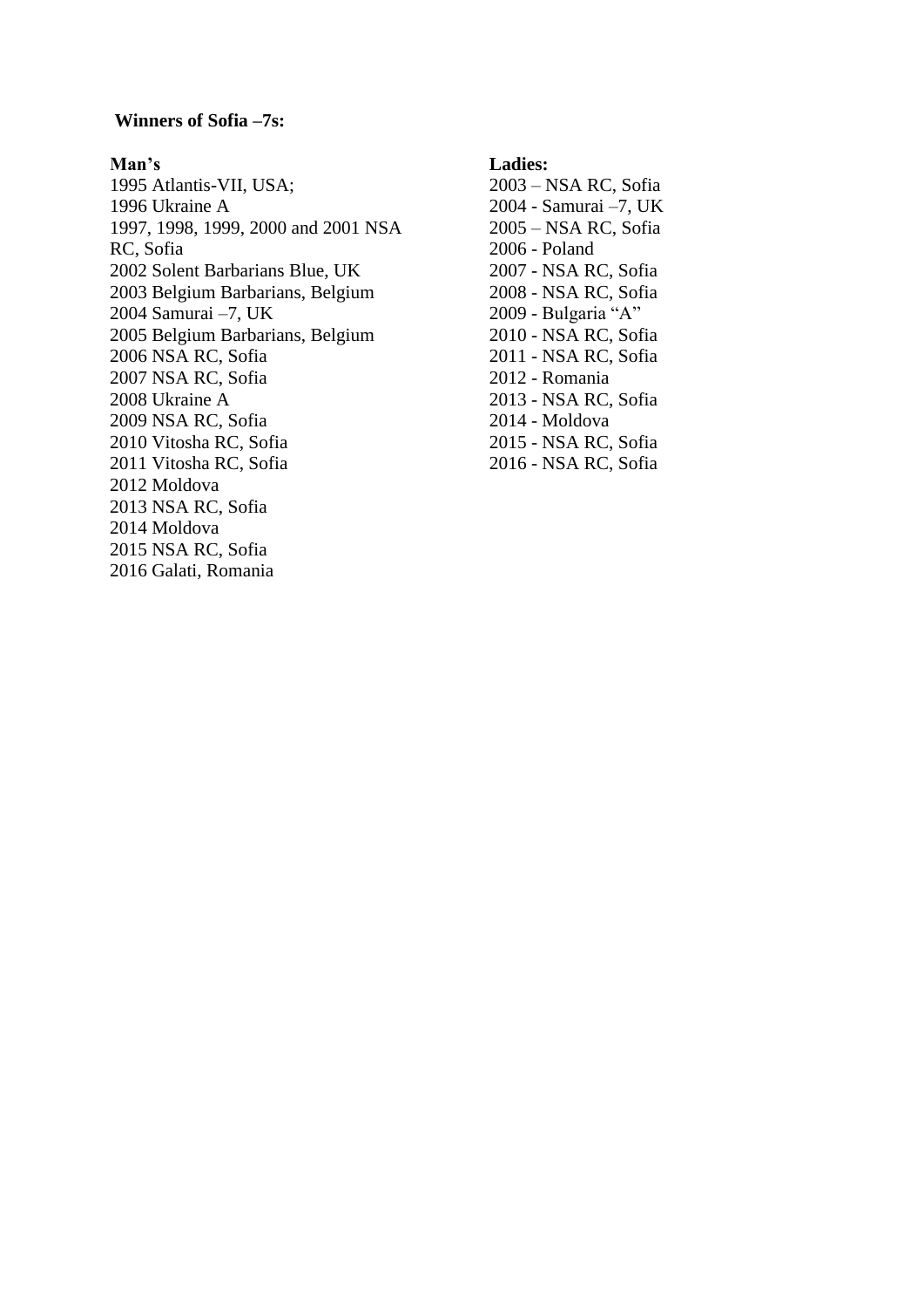**Winners of Sofia –7s:**

**Man's**

1995 Atlantis-VII, USA;
1996 Ukraine A
1997, 1998, 1999, 2000 and 2001 NSA RC, Sofia
2002 Solent Barbarians Blue, UK
2003 Belgium Barbarians, Belgium
2004 Samurai –7, UK
2005 Belgium Barbarians, Belgium
2006 NSA RC, Sofia
2007 NSA RC, Sofia
2008 Ukraine A
2009 NSA RC, Sofia
2010 Vitosha RC, Sofia
2011 Vitosha RC, Sofia
2012 Moldova
2013 NSA RC, Sofia
2014 Moldova
2015 NSA RC, Sofia
2016 Galati, Romania

**Ladies:**

2003 – NSA RC, Sofia
2004 - Samurai –7, UK
2005 – NSA RC, Sofia
2006 - Poland
2007 - NSA RC, Sofia
2008 - NSA RC, Sofia
2009 - Bulgaria "A"
2010 - NSA RC, Sofia
2011 - NSA RC, Sofia
2012 - Romania
2013 - NSA RC, Sofia
2014 - Moldova
2015 - NSA RC, Sofia
2016 - NSA RC, Sofia